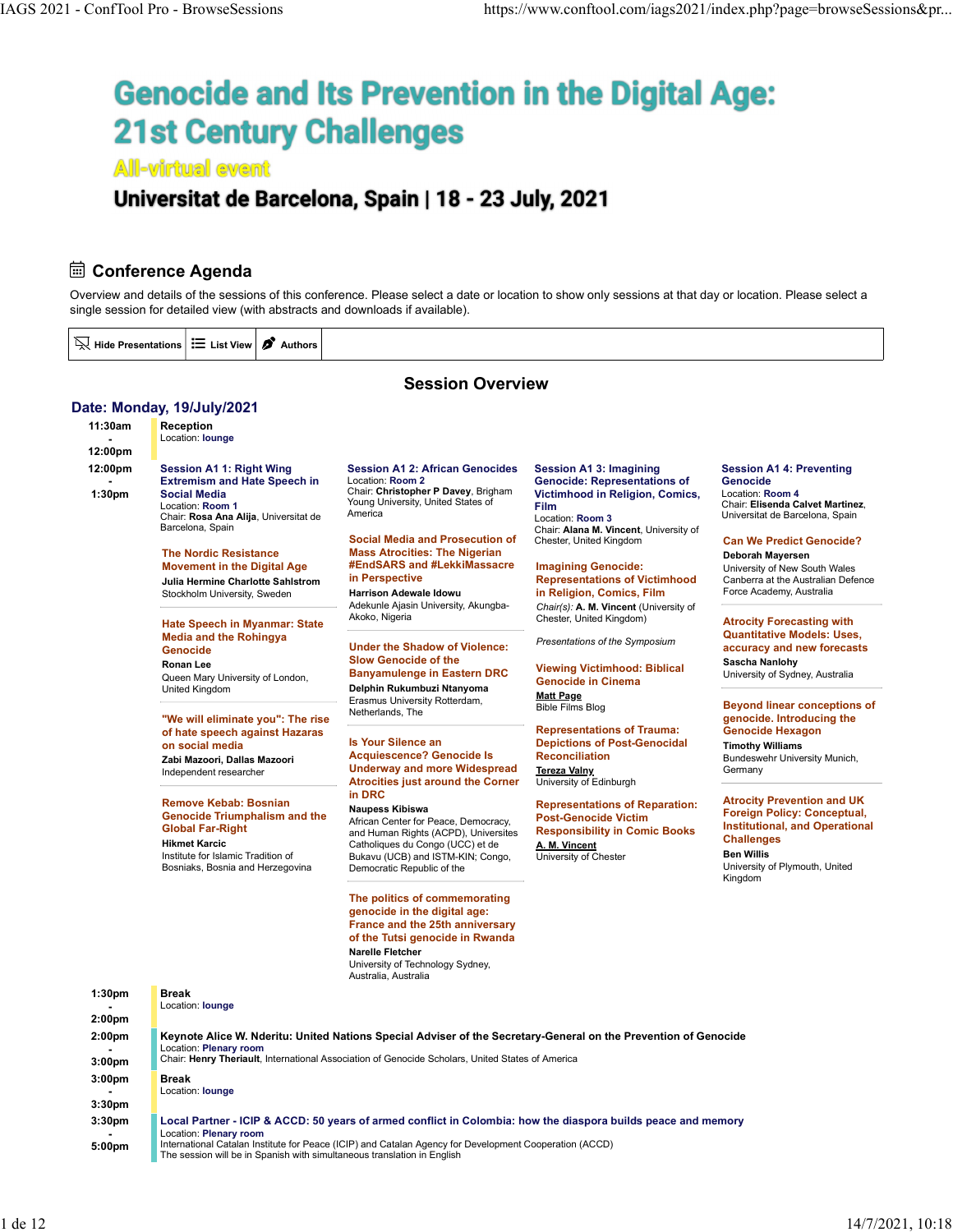# Genocide and Its Prevention in the Digital Age: 21st Century Challenges

**All-virtual event**

## Universitat de Barcelona, Spain | 18 - 23 July, 2021

## Conference Agenda

Overview and details of the sessions of this conference. Please select a date or location to show only sessions at that day or location. Please select a single session for detailed view (with abstracts and downloads if available).

Hide Presentations | List View | Authors

### Session Overview

### Date: Monday, 19/July/2021

**11:30am - 12:00pm**

**Reception**
Location: lounge

**12:00pm - 1:30pm**

**Session A1 1: Right Wing Extremism and Hate Speech in Social Media**
Location: Room 1
Chair: **Rosa Ana Alija**, Universitat de Barcelona, Spain

**The Nordic Resistance Movement in the Digital Age**
**Julia Hermine Charlotte Sahlstrom**
Stockholm University, Sweden

**Hate Speech in Myanmar: State Media and the Rohingya Genocide**
**Ronan Lee**
Queen Mary University of London, United Kingdom

**"We will eliminate you": The rise of hate speech against Hazaras on social media**
**Zabi Mazoori, Dallas Mazoori**
Independent researcher

**Remove Kebab: Bosnian Genocide Triumphalism and the Global Far-Right**
**Hikmet Karcic**
Institute for Islamic Tradition of Bosniaks, Bosnia and Herzegovina

**Session A1 2: African Genocides**
Location: Room 2
Chair: **Christopher P Davey**, Brigham Young University, United States of America

**Social Media and Prosecution of Mass Atrocities: The Nigerian #EndSARS and #LekkiMassacre in Perspective**
**Harrison Adewale Idowu**
Adekunle Ajasin University, Akungba-Akoko, Nigeria

**Under the Shadow of Violence: Slow Genocide of the Banyamulenge in Eastern DRC**
**Delphin Rukumbuzi Ntanyoma**
Erasmus University Rotterdam, Netherlands, The

**Is Your Silence an Acquiescence? Genocide Is Underway and more Widespread Atrocities just around the Corner in DRC**
**Naupess Kibiswa**
African Center for Peace, Democracy, and Human Rights (ACPDH), Universites Catholiques du Congo (UCC) et de Bukavu (UCB) and ISTM-KIN; Congo, Democratic Republic of the

**The politics of commemorating genocide in the digital age: France and the 25th anniversary of the Tutsi genocide in Rwanda**
**Narelle Fletcher**
University of Technology Sydney, Australia, Australia

**Session A1 3: Imagining Genocide: Representations of Victimhood in Religion, Comics, Film**
Location: Room 3
Chair: **Alana M. Vincent**, University of Chester, United Kingdom

**Imagining Genocide: Representations of Victimhood in Religion, Comics, Film**
*Chair(s):* **A. M. Vincent** (University of Chester, United Kingdom)

*Presentations of the Symposium*

**Viewing Victimhood: Biblical Genocide in Cinema**
**Matt Page**
Bible Films Blog

**Representations of Trauma: Depictions of Post-Genocidal Reconciliation**
**Tereza Valny**
University of Edinburgh

**Representations of Reparation: Post-Genocide Victim Responsibility in Comic Books**
**A. M. Vincent**
University of Chester

**Session A1 4: Preventing Genocide**
Location: Room 4
Chair: **Elisenda Calvet Martinez**, Universitat de Barcelona, Spain

**Can We Predict Genocide?**
**Deborah Mayersen**
University of New South Wales Canberra at the Australian Defence Force Academy, Australia

**Atrocity Forecasting with Quantitative Models: Uses, accuracy and new forecasts**
**Sascha Nanlohy**
University of Sydney, Australia

**Beyond linear conceptions of genocide. Introducing the Genocide Hexagon**
**Timothy Williams**
Bundeswehr University Munich, Germany

**Atrocity Prevention and UK Foreign Policy: Conceptual, Institutional, and Operational Challenges**
**Ben Willis**
University of Plymouth, United Kingdom

**1:30pm - 2:00pm**

**Break**
Location: lounge

**2:00pm - 3:00pm**

**Keynote Alice W. Nderitu: United Nations Special Adviser of the Secretary-General on the Prevention of Genocide**
Location: Plenary room
Chair: **Henry Theriault**, International Association of Genocide Scholars, United States of America

**3:00pm - 3:30pm**

**Break**
Location: lounge

**3:30pm - 5:00pm**

**Local Partner - ICIP & ACCD: 50 years of armed conflict in Colombia: how the diaspora builds peace and memory**
Location: Plenary room
International Catalan Institute for Peace (ICIP) and Catalan Agency for Development Cooperation (ACCD)
The session will be in Spanish with simultaneous translation in English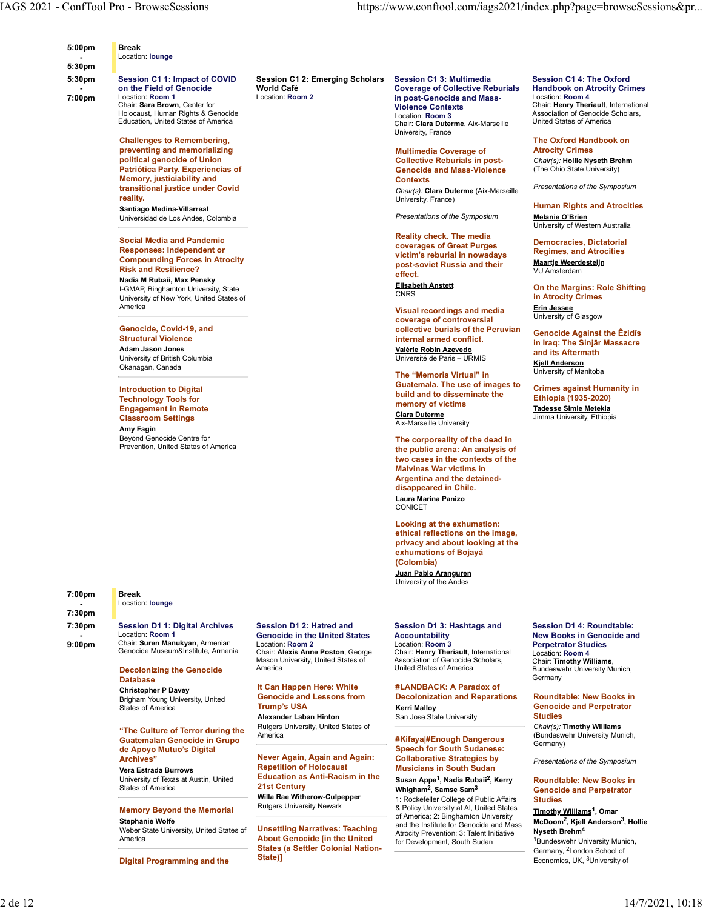**5:00pm - 5:30pm**

**Break**
Location: **lounge**

**5:30pm - 7:00pm**

### Session C1 1: Impact of COVID on the Field of Genocide
Location: **Room 1**
Chair: **Sara Brown**, Center for Holocaust, Human Rights & Genocide Education, United States of America

**Challenges to Remembering, preventing and memorializing political genocide of Union Patriótica Party. Experiencias of Memory, justiciability and transitional justice under Covid reality.**
**Santiago Medina-Villarreal**
Universidad de Los Andes, Colombia

**Social Media and Pandemic Responses: Independent or Compounding Forces in Atrocity Risk and Resilience?**
**Nadia M Rubaii, Max Pensky**
I-GMAP, Binghamton University, State University of New York, United States of America

**Genocide, Covid-19, and Structural Violence**
**Adam Jason Jones**
University of British Columbia Okanagan, Canada

**Introduction to Digital Technology Tools for Engagement in Remote Classroom Settings**
**Amy Fagin**
Beyond Genocide Centre for Prevention, United States of America

### Session C1 2: Emerging Scholars World Café
Location: **Room 2**

### Session C1 3: Multimedia Coverage of Collective Reburials in post-Genocide and Mass-Violence Contexts
Location: **Room 3**
Chair: **Clara Duterme**, Aix-Marseille University, France

**Multimedia Coverage of Collective Reburials in post-Genocide and Mass-Violence Contexts**
*Chair(s):* **Clara Duterme** (Aix-Marseille University, France)

*Presentations of the Symposium*

**Reality check. The media coverages of Great Purges victim's reburial in nowadays post-soviet Russia and their effect.**
**Elisabeth Anstett**
CNRS

**Visual recordings and media coverage of controversial collective burials of the Peruvian internal armed conflict.**
**Valérie Robin Azevedo**
Université de Paris – URMIS

**The "Memoria Virtual" in Guatemala. The use of images to build and to disseminate the memory of victims**
**Clara Duterme**
Aix-Marseille University

**The corporeality of the dead in the public arena: An analysis of two cases in the contexts of the Malvinas War victims in Argentina and the detained-disappeared in Chile.**
**Laura Marina Panizo**
CONICET

**Looking at the exhumation: ethical reflections on the image, privacy and about looking at the exhumations of Bojayá (Colombia)**
**Juan Pablo Aranguren**
University of the Andes

### Session C1 4: The Oxford Handbook on Atrocity Crimes
Location: **Room 4**
Chair: **Henry Theriault**, International Association of Genocide Scholars, United States of America

**The Oxford Handbook on Atrocity Crimes**
*Chair(s):* **Hollie Nyseth Brehm** (The Ohio State University)

*Presentations of the Symposium*

**Human Rights and Atrocities**
**Melanie O'Brien**
University of Western Australia

**Democracies, Dictatorial Regimes, and Atrocities**
**Maartje Weerdesteijn**
VU Amsterdam

**On the Margins: Role Shifting in Atrocity Crimes**
**Erin Jessee**
University of Glasgow

**Genocide Against the Êzîdîs in Iraq: The Sinjār Massacre and its Aftermath**
**Kjell Anderson**
University of Manitoba

**Crimes against Humanity in Ethiopia (1935-2020)**
**Tadesse Simie Metekia**
Jimma University, Ethiopia

**7:00pm - 7:30pm**

**Break**
Location: **lounge**

**7:30pm - 9:00pm**

### Session D1 1: Digital Archives
Location: **Room 1**
Chair: **Suren Manukyan**, Armenian Genocide Museum&Institute, Armenia

**Decolonizing the Genocide Database**
**Christopher P Davey**
Brigham Young University, United States of America

**"The Culture of Terror during the Guatemalan Genocide in Grupo de Apoyo Mutuo's Digital Archives"**
**Vera Estrada Burrows**
University of Texas at Austin, United States of America

**Memory Beyond the Memorial**
**Stephanie Wolfe**
Weber State University, United States of America

**Digital Programming and the**

### Session D1 2: Hatred and Genocide in the United States
Location: **Room 2**
Chair: **Alexis Anne Poston**, George Mason University, United States of America

**It Can Happen Here: White Genocide and Lessons from Trump's USA**
**Alexander Laban Hinton**
Rutgers University, United States of America

**Never Again, Again and Again: Repetition of Holocaust Education as Anti-Racism in the 21st Century**
**Willa Rae Witherow-Culpepper**
Rutgers University Newark

**Unsettling Narratives: Teaching About Genocide [in the United States (a Settler Colonial Nation-State)]**

### Session D1 3: Hashtags and Accountability
Location: **Room 3**
Chair: **Henry Theriault**, International Association of Genocide Scholars, United States of America

**#LANDBACK: A Paradox of Decolonization and Reparations**
**Kerri Malloy**
San Jose State University

**#Kifaya|#Enough Dangerous Speech for South Sudanese: Collaborative Strategies by Musicians in South Sudan**
**Susan Appe[1], Nadia Rubaii[2], Kerry Whigham[2], Samse Sam[3]**
1: Rockefeller College of Public Affairs & Policy University at Al, United States of America; 2: Binghamton University and the Institute for Genocide and Mass Atrocity Prevention; 3: Talent Initiative for Development, South Sudan

### Session D1 4: Roundtable: New Books in Genocide and Perpetrator Studies
Location: **Room 4**
Chair: **Timothy Williams**, Bundeswehr University Munich, Germany

**Roundtable: New Books in Genocide and Perpetrator Studies**
*Chair(s):* **Timothy Williams** (Bundeswehr University Munich, Germany)

*Presentations of the Symposium*

**Roundtable: New Books in Genocide and Perpetrator Studies**
**Timothy Williams[1], Omar McDoom[2], Kjell Anderson[3], Hollie Nyseth Brehm[4]**
[1]Bundeswehr University Munich, Germany, [2]London School of Economics, UK, [3]University of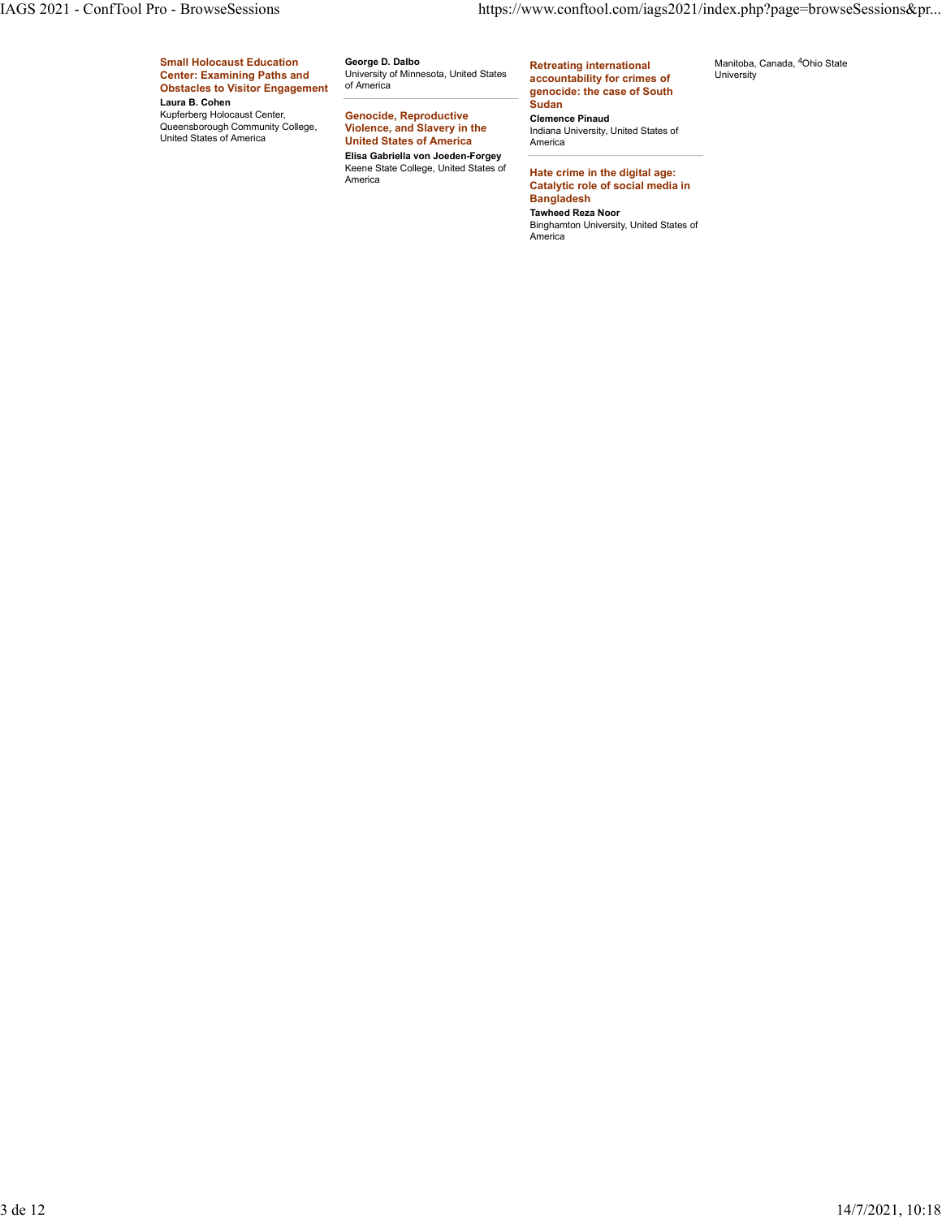**Small Holocaust Education Center: Examining Paths and Obstacles to Visitor Engagement**

**Laura B. Cohen**

Kupferberg Holocaust Center, Queensborough Community College, United States of America

**George D. Dalbo**

University of Minnesota, United States of America

**Genocide, Reproductive Violence, and Slavery in the United States of America**

**Elisa Gabriella von Joeden-Forgey**

Keene State College, United States of America

**Retreating international accountability for crimes of genocide: the case of South Sudan**

**Clemence Pinaud**

Indiana University, United States of America

**Hate crime in the digital age: Catalytic role of social media in Bangladesh**

**Tawheed Reza Noor**

Binghamton University, United States of America

Manitoba, Canada, [4]Ohio State University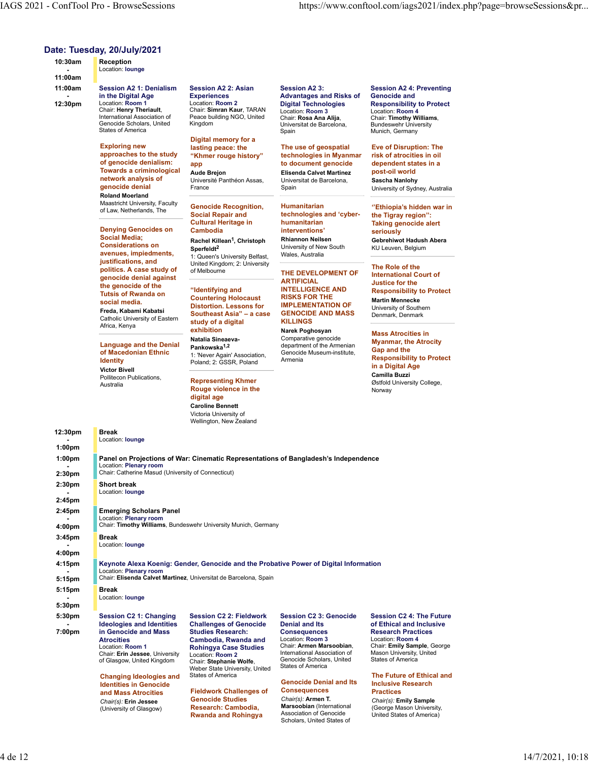## Date: Tuesday, 20/July/2021

**10:30am - 11:00am**

**Reception**
Location: **lounge**

**11:00am - 12:30pm**

### Session A2 1: Denialism in the Digital Age
Location: **Room 1**
Chair: **Henry Theriault**, International Association of Genocide Scholars, United States of America

**Exploring new approaches to the study of genocide denialism: Towards a criminological network analysis of genocide denial**
**Roland Moerland**
Maastricht University, Faculty of Law, Netherlands, The

**Denying Genocides on Social Media; Considerations on avenues, impediments, justifications, and politics. A case study of genocide denial against the genocide of the Tutsis of Rwanda on social media.**
**Freda, Kabami Kabatsi**
Catholic University of Eastern Africa, Kenya

**Language and the Denial of Macedonian Ethnic Identity**
**Victor Bivell**
Pollitecon Publications, Australia

### Session A2 2: Asian Experiences
Location: **Room 2**
Chair: **Simran Kaur**, TARAN Peace building NGO, United Kingdom

**Digital memory for a lasting peace: the "Khmer rouge history" app**
**Aude Brejon**
Université Panthéon Assas, France

**Genocide Recognition, Social Repair and Cultural Heritage in Cambodia**
**Rachel Killean**[1], **Christoph Sperfeldt**[2]
1: Queen's University Belfast, United Kingdom; 2: University of Melbourne

**"Identifying and Countering Holocaust Distortion. Lessons for Southeast Asia" – a case study of a digital exhibition**
**Natalia Sineaeva-Pankowska**[1,2]
1: 'Never Again' Association, Poland; 2: GSSR, Poland

**Representing Khmer Rouge violence in the digital age**
**Caroline Bennett**
Victoria University of Wellington, New Zealand

### Session A2 3: Advantages and Risks of Digital Technologies
Location: **Room 3**
Chair: **Rosa Ana Alija**, Universitat de Barcelona, Spain

**The use of geospatial technologies in Myanmar to document genocide**
**Elisenda Calvet Martinez**
Universitat de Barcelona, Spain

**Humanitarian technologies and 'cyber-humanitarian interventions'**
**Rhiannon Neilsen**
University of New South Wales, Australia

**THE DEVELOPMENT OF ARTIFICIAL INTELLIGENCE AND RISKS FOR THE IMPLEMENTATION OF GENOCIDE AND MASS KILLINGS**
**Narek Poghosyan**
Comparative genocide department of the Armenian Genocide Museum-institute, Armenia

### Session A2 4: Preventing Genocide and Responsibility to Protect
Location: **Room 4**
Chair: **Timothy Williams**, Bundeswehr University Munich, Germany

**Eve of Disruption: The risk of atrocities in oil dependent states in a post-oil world**
**Sascha Nanlohy**
University of Sydney, Australia

**"Ethiopia's hidden war in the Tigray region": Taking genocide alert seriously**
**Gebrehiwot Hadush Abera**
KU Leuven, Belgium

**The Role of the International Court of Justice for the Responsibility to Protect**
**Martin Mennecke**
University of Southern Denmark, Denmark

**Mass Atrocities in Myanmar, the Atrocity Gap and the Responsibility to Protect in a Digital Age**
**Camilla Buzzi**
Østfold University College, Norway

**12:30pm - 1:00pm**

**Break**
Location: **lounge**

**1:00pm - 2:30pm**

**Panel on Projections of War: Cinematic Representations of Bangladesh's Independence**
Location: **Plenary room**
Chair: Catherine Masud (University of Connecticut)

**2:30pm - 2:45pm**

**Short break**
Location: **lounge**

**2:45pm - 4:00pm**

**Emerging Scholars Panel**
Location: **Plenary room**
Chair: **Timothy Williams**, Bundeswehr University Munich, Germany

**3:45pm - 4:00pm**

**Break**
Location: **lounge**

**4:15pm - 5:15pm**

**Keynote Alexa Koenig: Gender, Genocide and the Probative Power of Digital Information**
Location: **Plenary room**
Chair: **Elisenda Calvet Martinez**, Universitat de Barcelona, Spain

**5:15pm - 5:30pm**

**Break**
Location: **lounge**

**5:30pm - 7:00pm**

### Session C2 1: Changing Ideologies and Identities in Genocide and Mass Atrocities
Location: **Room 1**
Chair: **Erin Jessee**, University of Glasgow, United Kingdom

**Changing Ideologies and Identities in Genocide and Mass Atrocities**
*Chair(s):* **Erin Jessee** (University of Glasgow)

### Session C2 2: Fieldwork Challenges of Genocide Studies Research: Cambodia, Rwanda and Rohingya Case Studies
Location: **Room 2**
Chair: **Stephanie Wolfe**, Weber State University, United States of America

**Fieldwork Challenges of Genocide Studies Research: Cambodia, Rwanda and Rohingya**

### Session C2 3: Genocide Denial and Its Consequences
Location: **Room 3**
Chair: **Armen Marsoobian**, International Association of Genocide Scholars, United States of America

**Genocide Denial and Its Consequences**
*Chair(s):* **Armen T. Marsoobian** (International Association of Genocide Scholars, United States of

### Session C2 4: The Future of Ethical and Inclusive Research Practices
Location: **Room 4**
Chair: **Emily Sample**, George Mason University, United States of America

**The Future of Ethical and Inclusive Research Practices**
*Chair(s):* **Emily Sample** (George Mason University, United States of America)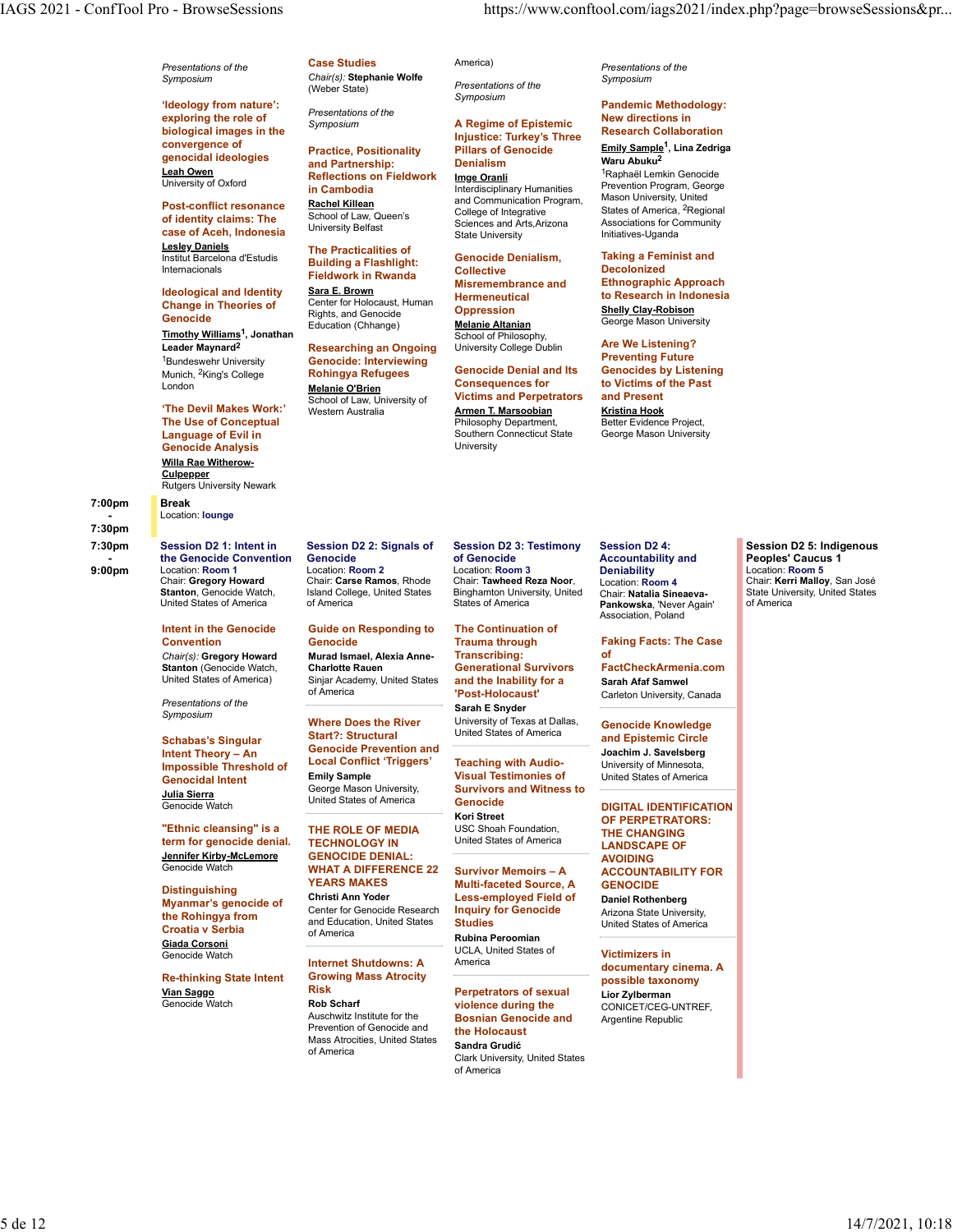*Presentations of the Symposium*

**'Ideology from nature': exploring the role of biological images in the convergence of genocidal ideologies**
Leah Owen
University of Oxford

**Post-conflict resonance of identity claims: The case of Aceh, Indonesia**
Lesley Daniels
Institut Barcelona d'Estudis Internacionals

**Ideological and Identity Change in Theories of Genocide**
Timothy Williams[1], Jonathan Leader Maynard[2]
[1]Bundeswehr University Munich, [2]King's College London

**'The Devil Makes Work:' The Use of Conceptual Language of Evil in Genocide Analysis**
Willa Rae Witherow-Culpepper
Rutgers University Newark

**Case Studies**
Chair(s): **Stephanie Wolfe** (Weber State)

*Presentations of the Symposium*

**Practice, Positionality and Partnership: Reflections on Fieldwork in Cambodia**
Rachel Killean
School of Law, Queen's University Belfast

**The Practicalities of Building a Flashlight: Fieldwork in Rwanda**
Sara E. Brown
Center for Holocaust, Human Rights, and Genocide Education (Chhange)

**Researching an Ongoing Genocide: Interviewing Rohingya Refugees**
Melanie O'Brien
School of Law, University of Western Australia

America)

*Presentations of the Symposium*

**A Regime of Epistemic Injustice: Turkey's Three Pillars of Genocide Denialism**
Imge Oranli
Interdisciplinary Humanities and Communication Program, College of Integrative Sciences and Arts,Arizona State University

**Genocide Denialism, Collective Misremembrance and Hermeneutical Oppression**
Melanie Altanian
School of Philosophy, University College Dublin

**Genocide Denial and Its Consequences for Victims and Perpetrators**
Armen T. Marsoobian
Philosophy Department, Southern Connecticut State University

*Presentations of the Symposium*

**Pandemic Methodology: New directions in Research Collaboration**
Emily Sample[1], Lina Zedriga Waru Abuku[2]
[1]Raphaël Lemkin Genocide Prevention Program, George Mason University, United States of America, [2]Regional Associations for Community Initiatives-Uganda

**Taking a Feminist and Decolonized Ethnographic Approach to Research in Indonesia**
Shelly Clay-Robison
George Mason University

**Are We Listening? Preventing Future Genocides by Listening to Victims of the Past and Present**
Kristina Hook
Better Evidence Project, George Mason University

---

**7:00pm - 7:30pm — Break**
Location: lounge

---

**7:30pm - 9:00pm**

## Session D2 1: Intent in the Genocide Convention
Location: Room 1
Chair: **Gregory Howard Stanton**, Genocide Watch, United States of America

**Intent in the Genocide Convention**
Chair(s): **Gregory Howard Stanton** (Genocide Watch, United States of America)

*Presentations of the Symposium*

**Schabas's Singular Intent Theory – An Impossible Threshold of Genocidal Intent**
Julia Sierra
Genocide Watch

**"Ethnic cleansing" is a term for genocide denial.**
Jennifer Kirby-McLemore
Genocide Watch

**Distinguishing Myanmar's genocide of the Rohingya from Croatia v Serbia**
Giada Corsoni
Genocide Watch

**Re-thinking State Intent**
Vian Saggo
Genocide Watch

## Session D2 2: Signals of Genocide
Location: Room 2
Chair: **Carse Ramos**, Rhode Island College, United States of America

**Guide on Responding to Genocide**
Murad Ismael, Alexia Anne-Charlotte Rauen
Sinjar Academy, United States of America

**Where Does the River Start?: Structural Genocide Prevention and Local Conflict 'Triggers'**
Emily Sample
George Mason University, United States of America

**THE ROLE OF MEDIA TECHNOLOGY IN GENOCIDE DENIAL: WHAT A DIFFERENCE 22 YEARS MAKES**
Christi Ann Yoder
Center for Genocide Research and Education, United States of America

**Internet Shutdowns: A Growing Mass Atrocity Risk**
Rob Scharf
Auschwitz Institute for the Prevention of Genocide and Mass Atrocities, United States of America

## Session D2 3: Testimony of Genocide
Location: Room 3
Chair: **Tawheed Reza Noor**, Binghamton University, United States of America

**The Continuation of Trauma through Transcribing: Generational Survivors and the Inability for a 'Post-Holocaust'**
Sarah E Snyder
University of Texas at Dallas, United States of America

**Teaching with Audio-Visual Testimonies of Survivors and Witness to Genocide**
Kori Street
USC Shoah Foundation, United States of America

**Survivor Memoirs – A Multi-faceted Source, A Less-employed Field of Inquiry for Genocide Studies**
Rubina Peroomian
UCLA, United States of America

**Perpetrators of sexual violence during the Bosnian Genocide and the Holocaust**
Sandra Grudić
Clark University, United States of America

## Session D2 4: Accountability and Deniability
Location: Room 4
Chair: **Natalia Sineaeva-Pankowska**, 'Never Again' Association, Poland

**Faking Facts: The Case of FactCheckArmenia.com**
Sarah Afaf Samwel
Carleton University, Canada

**Genocide Knowledge and Epistemic Circle**
Joachim J. Savelsberg
University of Minnesota, United States of America

**DIGITAL IDENTIFICATION OF PERPETRATORS: THE CHANGING LANDSCAPE OF AVOIDING ACCOUNTABILITY FOR GENOCIDE**
Daniel Rothenberg
Arizona State University, United States of America

**Victimizers in documentary cinema. A possible taxonomy**
Lior Zylberman
CONICET/CEG-UNTREF, Argentine Republic

## Session D2 5: Indigenous Peoples' Caucus 1
Location: Room 5
Chair: **Kerri Malloy**, San José State University, United States of America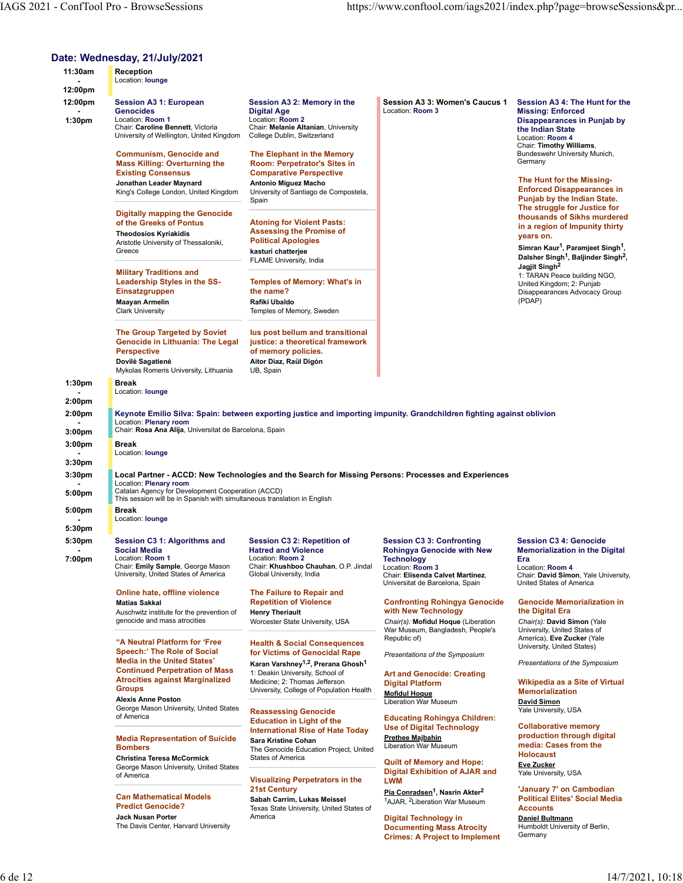## Date: Wednesday, 21/July/2021

### 11:30am - 12:00pm

**Reception**
Location: lounge

### 12:00pm - 1:30pm

#### Session A3 1: European Genocides
Location: Room 1
Chair: **Caroline Bennett**, Victoria University of Wellington, United Kingdom

**Communism, Genocide and Mass Killing: Overturning the Existing Consensus**
**Jonathan Leader Maynard**
King's College London, United Kingdom

**Digitally mapping the Genocide of the Greeks of Pontus**
**Theodosios Kyriakidis**
Aristotle University of Thessaloniki, Greece

**Military Traditions and Leadership Styles in the SS-Einsatzgruppen**
**Maayan Armelin**
Clark University

**The Group Targeted by Soviet Genocide in Lithuania: The Legal Perspective**
**Dovilė Sagatienė**
Mykolas Romeris University, Lithuania

#### Session A3 2: Memory in the Digital Age
Location: Room 2
Chair: **Melanie Altanian**, University College Dublin, Switzerland

**The Elephant in the Memory Room: Perpetrator's Sites in Comparative Perspective**
**Antonio Míguez Macho**
University of Santiago de Compostela, Spain

**Atoning for Violent Pasts: Assessing the Promise of Political Apologies**
**kasturi chatterjee**
FLAME University, India

**Temples of Memory: What's in the name?**
**Rafiki Ubaldo**
Temples of Memory, Sweden

**Ius post bellum and transitional justice: a theoretical framework of memory policies.**
**Aitor Diaz, Raül Digón**
UB, Spain

#### Session A3 3: Women's Caucus 1
Location: Room 3

#### Session A3 4: The Hunt for the Missing: Enforced Disappearances in Punjab by the Indian State
Location: Room 4
Chair: **Timothy Williams**, Bundeswehr University Munich, Germany

**The Hunt for the Missing- Enforced Disappearances in Punjab by the Indian State. The struggle for Justice for thousands of Sikhs murdered in a region of Impunity thirty years on.**
**Simran Kaur[1], Paramjeet Singh[1], Dalsher Singh[1], Baljinder Singh[2], Jagjit Singh[2]**
1: TARAN Peace building NGO, United Kingdom; 2: Punjab Disappearances Advocacy Group (PDAP)

### 1:30pm - 2:00pm

**Break**
Location: lounge

### 2:00pm - 3:00pm

**Keynote Emilio Silva: Spain: between exporting justice and importing impunity. Grandchildren fighting against oblivion**
Location: Plenary room
Chair: **Rosa Ana Alija**, Universitat de Barcelona, Spain

### 3:00pm - 3:30pm

**Break**
Location: lounge

### 3:30pm - 5:00pm

**Local Partner - ACCD: New Technologies and the Search for Missing Persons: Processes and Experiences**
Location: Plenary room
Catalan Agency for Development Cooperation (ACCD)
This session will be in Spanish with simultaneous translation in English

### 5:00pm - 5:30pm

**Break**
Location: lounge

### 5:30pm - 7:00pm

#### Session C3 1: Algorithms and Social Media
Location: Room 1
Chair: **Emily Sample**, George Mason University, United States of America

**Online hate, offline violence**
**Matias Sakkal**
Auschwitz institute for the prevention of genocide and mass atrocities

**"A Neutral Platform for 'Free Speech:' The Role of Social Media in the United States' Continued Perpetration of Mass Atrocities against Marginalized Groups**
**Alexis Anne Poston**
George Mason University, United States of America

**Media Representation of Suicide Bombers**
**Christina Teresa McCormick**
George Mason University, United States of America

**Can Mathematical Models Predict Genocide?**
**Jack Nusan Porter**
The Davis Center, Harvard University

#### Session C3 2: Repetition of Hatred and Violence
Location: Room 2
Chair: **Khushboo Chauhan**, O.P. Jindal Global University, India

**The Failure to Repair and Repetition of Violence**
**Henry Theriault**
Worcester State University, USA

**Health & Social Consequences for Victims of Genocidal Rape**
**Karan Varshney[1,2], Prerana Ghosh[1]**
1: Deakin University, School of Medicine; 2: Thomas Jefferson University, College of Population Health

**Reassessing Genocide Education in Light of the International Rise of Hate Today**
**Sara Kristine Cohan**
The Genocide Education Project, United States of America

**Visualizing Perpetrators in the 21st Century**
**Sabah Carrim, Lukas Meissel**
Texas State University, United States of America

#### Session C3 3: Confronting Rohingya Genocide with New Technology
Location: Room 3
Chair: **Elisenda Calvet Martinez**, Universitat de Barcelona, Spain

**Confronting Rohingya Genocide with New Technology**
*Chair(s):* **Mofidul Hoque** (Liberation War Museum, Dhaka, Bangladesh, People's Republic of)

*Presentations of the Symposium*

**Art and Genocide: Creating Digital Platform**
**Mofidul Hoque**
Liberation War Museum

**Educating Rohingya Children: Use of Digital Technology**
**Prethee Majbahin**
Liberation War Museum

**Quilt of Memory and Hope: Digital Exhibition of AJAR and LWM**
**Pia Conradsen[1], Nasrin Akter[2]**
[1]AJAR, [2]Liberation War Museum

**Digital Technology in Documenting Mass Atrocity Crimes: A Project to Implement**

#### Session C3 4: Genocide Memorialization in the Digital Era
Location: Room 4
Chair: **David Simon**, Yale University, United States of America

**Genocide Memorialization in the Digital Era**
*Chair(s):* **David Simon** (Yale University, United States of America), **Eve Zucker** (Yale University, United States)

*Presentations of the Symposium*

**Wikipedia as a Site of Virtual Memorialization**
**David Simon**
Yale University, USA

**Collaborative memory production through digital media: Cases from the Holocaust**
**Eve Zucker**
Yale University, USA

**'January 7' on Cambodian Political Elites' Social Media Accounts**
**Daniel Bultmann**
Humboldt University of Berlin, Germany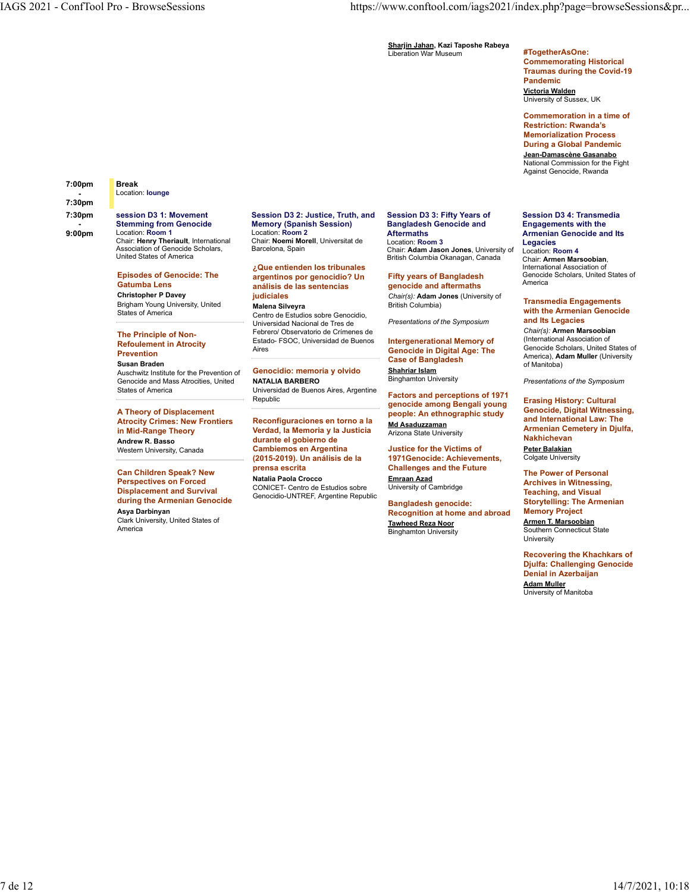**Sharjin Jahan**, Kazi Taposhe Rabeya
Liberation War Museum

**#TogetherAsOne: Commemorating Historical Traumas during the Covid-19 Pandemic**
**Victoria Walden**
University of Sussex, UK

**Commemoration in a time of Restriction: Rwanda's Memorialization Process During a Global Pandemic**
**Jean-Damascène Gasanabo**
National Commission for the Fight Against Genocide, Rwanda

---

**7:00pm - 7:30pm**

**Break**
Location: **lounge**

---

**7:30pm - 9:00pm**

## session D3 1: Movement Stemming from Genocide

Location: **Room 1**
Chair: **Henry Theriault**, International Association of Genocide Scholars, United States of America

**Episodes of Genocide: The Gatumba Lens**
**Christopher P Davey**
Brigham Young University, United States of America

**The Principle of Non-Refoulement in Atrocity Prevention**
**Susan Braden**
Auschwitz Institute for the Prevention of Genocide and Mass Atrocities, United States of America

**A Theory of Displacement Atrocity Crimes: New Frontiers in Mid-Range Theory**
**Andrew R. Basso**
Western University, Canada

**Can Children Speak? New Perspectives on Forced Displacement and Survival during the Armenian Genocide**
**Asya Darbinyan**
Clark University, United States of America

## Session D3 2: Justice, Truth, and Memory (Spanish Session)

Location: **Room 2**
Chair: **Noemi Morell**, Universitat de Barcelona, Spain

**¿Que entienden los tribunales argentinos por genocidio? Un análisis de las sentencias judiciales**
**Malena Silveyra**
Centro de Estudios sobre Genocidio, Universidad Nacional de Tres de Febrero/ Observatorio de Crímenes de Estado- FSOC, Universidad de Buenos Aires

**Genocidio: memoria y olvido**
**NATALIA BARBERO**
Universidad de Buenos Aires, Argentine Republic

**Reconfiguraciones en torno a la Verdad, la Memoria y la Justicia durante el gobierno de Cambiemos en Argentina (2015-2019). Un análisis de la prensa escrita**
**Natalia Paola Crocco**
CONICET- Centro de Estudios sobre Genocidio-UNTREF, Argentine Republic

## Session D3 3: Fifty Years of Bangladesh Genocide and Aftermaths

Location: **Room 3**
Chair: **Adam Jason Jones**, University of British Columbia Okanagan, Canada

**Fifty years of Bangladesh genocide and aftermaths**
*Chair(s):* **Adam Jones** (University of British Columbia)

*Presentations of the Symposium*

**Intergenerational Memory of Genocide in Digital Age: The Case of Bangladesh**
**Shahriar Islam**
Binghamton University

**Factors and perceptions of 1971 genocide among Bengali young people: An ethnographic study**
**Md Asaduzzaman**
Arizona State University

**Justice for the Victims of 1971Genocide: Achievements, Challenges and the Future**
**Emraan Azad**
University of Cambridge

**Bangladesh genocide: Recognition at home and abroad**
**Tawheed Reza Noor**
Binghamton University

## Session D3 4: Transmedia Engagements with the Armenian Genocide and Its Legacies

Location: **Room 4**
Chair: **Armen Marsoobian**, International Association of Genocide Scholars, United States of America

**Transmedia Engagements with the Armenian Genocide and Its Legacies**
*Chair(s):* **Armen Marsoobian** (International Association of Genocide Scholars, United States of America), **Adam Muller** (University of Manitoba)

*Presentations of the Symposium*

**Erasing History: Cultural Genocide, Digital Witnessing, and International Law: The Armenian Cemetery in Djulfa, Nakhichevan**
**Peter Balakian**
Colgate University

**The Power of Personal Archives in Witnessing, Teaching, and Visual Storytelling: The Armenian Memory Project**
**Armen T. Marsoobian**
Southern Connecticut State University

**Recovering the Khachkars of Djulfa: Challenging Genocide Denial in Azerbaijan**
**Adam Muller**
University of Manitoba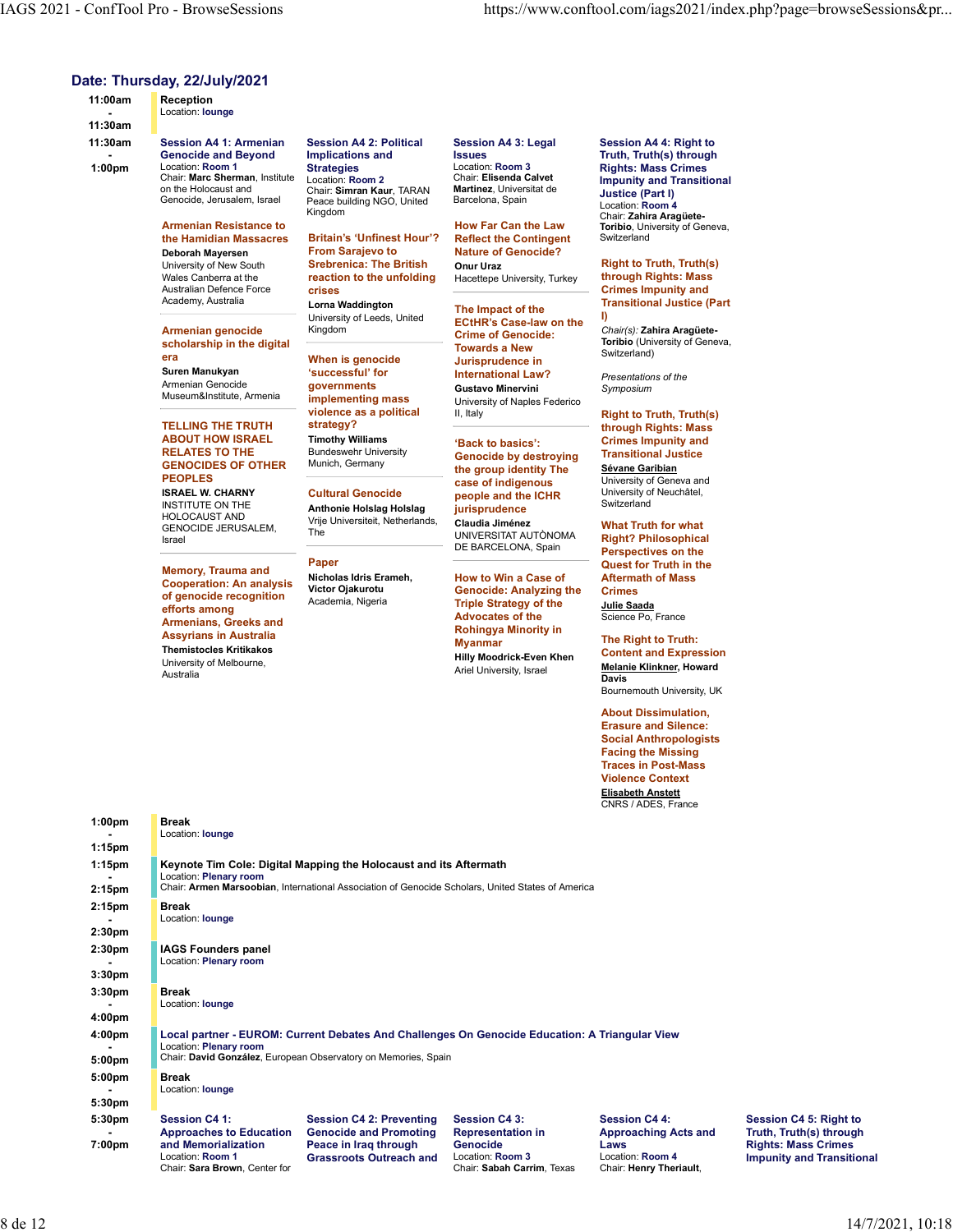## Date: Thursday, 22/July/2021

**11:00am - 11:30am** — **Reception**
Location: **lounge**

**11:30am - 1:00pm**

### Session A4 1: Armenian Genocide and Beyond
Location: **Room 1**
Chair: **Marc Sherman**, Institute on the Holocaust and Genocide, Jerusalem, Israel

**Armenian Resistance to the Hamidian Massacres**
**Deborah Mayersen**
University of New South Wales Canberra at the Australian Defence Force Academy, Australia

**Armenian genocide scholarship in the digital era**
**Suren Manukyan**
Armenian Genocide Museum&Institute, Armenia

**TELLING THE TRUTH ABOUT HOW ISRAEL RELATES TO THE GENOCIDES OF OTHER PEOPLES**
**ISRAEL W. CHARNY**
INSTITUTE ON THE HOLOCAUST AND GENOCIDE JERUSALEM, Israel

**Memory, Trauma and Cooperation: An analysis of genocide recognition efforts among Armenians, Greeks and Assyrians in Australia**
**Themistocles Kritikakos**
University of Melbourne, Australia

### Session A4 2: Political Implications and Strategies
Location: **Room 2**
Chair: **Simran Kaur**, TARAN Peace building NGO, United Kingdom

**Britain's 'Unfinest Hour'? From Sarajevo to Srebrenica: The British reaction to the unfolding crises**
**Lorna Waddington**
University of Leeds, United Kingdom

**When is genocide 'successful' for governments implementing mass violence as a political strategy?**
**Timothy Williams**
Bundeswehr University Munich, Germany

**Cultural Genocide**
**Anthonie Holslag Holslag**
Vrije Universiteit, Netherlands, The

**Paper**
**Nicholas Idris Erameh, Victor Ojakurotu**
Academia, Nigeria

### Session A4 3: Legal Issues
Location: **Room 3**
Chair: **Elisenda Calvet Martinez**, Universitat de Barcelona, Spain

**How Far Can the Law Reflect the Contingent Nature of Genocide?**
**Onur Uraz**
Hacettepe University, Turkey

**The Impact of the ECtHR's Case-law on the Crime of Genocide: Towards a New Jurisprudence in International Law?**
**Gustavo Minervini**
University of Naples Federico II, Italy

**'Back to basics': Genocide by destroying the group identity The case of indigenous people and the ICHR jurisprudence**
**Claudia Jiménez**
UNIVERSITAT AUTÒNOMA DE BARCELONA, Spain

**How to Win a Case of Genocide: Analyzing the Triple Strategy of the Advocates of the Rohingya Minority in Myanmar**
**Hilly Moodrick-Even Khen**
Ariel University, Israel

### Session A4 4: Right to Truth, Truth(s) through Rights: Mass Crimes Impunity and Transitional Justice (Part I)
Location: **Room 4**
Chair: **Zahira Aragüete-Toribio**, University of Geneva, Switzerland

**Right to Truth, Truth(s) through Rights: Mass Crimes Impunity and Transitional Justice (Part I)**
*Chair(s):* **Zahira Aragüete-Toribio** (University of Geneva, Switzerland)

*Presentations of the Symposium*

**Right to Truth, Truth(s) through Rights: Mass Crimes Impunity and Transitional Justice**
**Sévane Garibian**
University of Geneva and University of Neuchâtel, Switzerland

**What Truth for what Right? Philosophical Perspectives on the Quest for Truth in the Aftermath of Mass Crimes**
**Julie Saada**
Science Po, France

**The Right to Truth: Content and Expression**
**Melanie Klinkner**, **Howard Davis**
Bournemouth University, UK

**About Dissimulation, Erasure and Silence: Social Anthropologists Facing the Missing Traces in Post-Mass Violence Context**
**Elisabeth Anstett**
CNRS / ADES, France

**1:00pm - 1:15pm** — **Break**
Location: **lounge**

**1:15pm - 2:15pm** — **Keynote Tim Cole: Digital Mapping the Holocaust and its Aftermath**
Location: **Plenary room**
Chair: **Armen Marsoobian**, International Association of Genocide Scholars, United States of America

**2:15pm - 2:30pm** — **Break**
Location: **lounge**

**2:30pm - 3:30pm** — **IAGS Founders panel**
Location: **Plenary room**

**3:30pm - 4:00pm** — **Break**
Location: **lounge**

**4:00pm - 5:00pm** — **Local partner - EUROM: Current Debates And Challenges On Genocide Education: A Triangular View**
Location: **Plenary room**
Chair: **David González**, European Observatory on Memories, Spain

**5:00pm - 5:30pm** — **Break**
Location: **lounge**

**5:30pm - 7:00pm**

### Session C4 1: Approaches to Education and Memorialization
Location: **Room 1**
Chair: **Sara Brown**, Center for

### Session C4 2: Preventing Genocide and Promoting Peace in Iraq through Grassroots Outreach and

### Session C4 3: Representation in Genocide
Location: **Room 3**
Chair: **Sabah Carrim**, Texas

### Session C4 4: Approaching Acts and Laws
Location: **Room 4**
Chair: **Henry Theriault**,

### Session C4 5: Right to Truth, Truth(s) through Rights: Mass Crimes Impunity and Transitional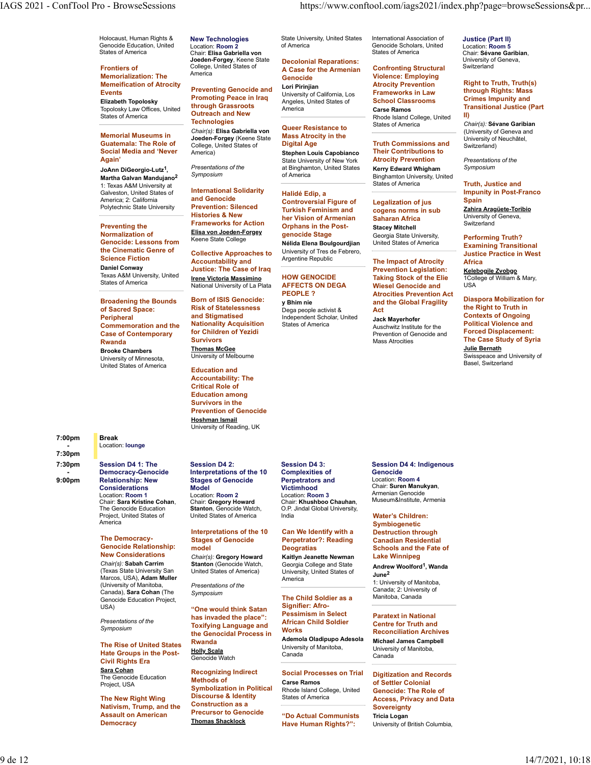Holocaust, Human Rights & Genocide Education, United States of America

**Frontiers of Memorialization: The Memeification of Atrocity Events**
**Elizabeth Topolosky**
Topolosky Law Offices, United States of America

**Memorial Museums in Guatemala: The Role of Social Media and 'Never Again'**
**JoAnn DiGeorgio-Lutz[1], Martha Galvan Mandujano[2]**
1: Texas A&M University at Galveston, United States of America; 2: California Polytechnic State University

**Preventing the Normalization of Genocide: Lessons from the Cinematic Genre of Science Fiction**
**Daniel Conway**
Texas A&M University, United States of America

**Broadening the Bounds of Sacred Space: Peripheral Commemoration and the Case of Contemporary Rwanda**
**Brooke Chambers**
University of Minnesota, United States of America

---

**New Technologies**
Location: **Room 2**
Chair: **Elisa Gabriella von Joeden-Forgey**, Keene State College, United States of America

**Preventing Genocide and Promoting Peace in Iraq through Grassroots Outreach and New Technologies**
*Chair(s):* **Elisa Gabriella von Joeden-Forgey** (Keene State College, United States of America)

*Presentations of the Symposium*

**International Solidarity and Genocide Prevention: Silenced Histories & New Frameworks for Action**
Elisa von Joeden-Forgey
Keene State College

**Collective Approaches to Accountability and Justice: The Case of Iraq**
Irene Victoria Massimino
National University of La Plata

**Born of ISIS Genocide: Risk of Statelessness and Stigmatised Nationality Acquisition for Children of Yezidi Survivors**
Thomas McGee
University of Melbourne

**Education and Accountability: The Critical Role of Education among Survivors in the Prevention of Genocide**
Hoshman Ismail
University of Reading, UK

---

State University, United States of America

**Decolonial Reparations: A Case for the Armenian Genocide**
**Lori Pirinjian**
University of California, Los Angeles, United States of America

**Queer Resistance to Mass Atrocity in the Digital Age**
**Stephen Louis Capobianco**
State University of New York at Binghamton, United States of America

**Halidé Edip, a Controversial Figure of Turkish Feminism and her Vision of Armenian Orphans in the Post-genocide Stage**
**Nélida Elena Boulgourdjian**
University of Tres de Febrero, Argentine Republic

**HOW GENOCIDE AFFECTS ON DEGA PEOPLE ?**
**y Bhim nie**
Dega people activist & Independent Scholar, United States of America

---

International Association of Genocide Scholars, United States of America

**Confronting Structural Violence: Employing Atrocity Prevention Frameworks in Law School Classrooms**
**Carse Ramos**
Rhode Island College, United States of America

**Truth Commissions and Their Contributions to Atrocity Prevention**
**Kerry Edward Whigham**
Binghamton University, United States of America

**Legalization of jus cogens norms in sub Saharan Africa**
**Stacey Mitchell**
Georgia State University, United States of America

**The Impact of Atrocity Prevention Legislation: Taking Stock of the Elie Wiesel Genocide and Atrocities Prevention Act and the Global Fragility Act**
**Jack Mayerhofer**
Auschwitz Institute for the Prevention of Genocide and Mass Atrocities

---

**Justice (Part II)**
Location: **Room 5**
Chair: **Sévane Garibian**, University of Geneva, Switzerland

**Right to Truth, Truth(s) through Rights: Mass Crimes Impunity and Transitional Justice (Part II)**
*Chair(s):* **Sévane Garibian** (University of Geneva and University of Neuchâtel, Switzerland)

*Presentations of the Symposium*

**Truth, Justice and Impunity in Post-Franco Spain**
Zahira Aragüete-Toribio
University of Geneva, Switzerland

**Performing Truth? Examining Transitional Justice Practice in West Africa**
Kelebogile Zvobgo
1College of William & Mary, USA

**Diaspora Mobilization for the Right to Truth in Contexts of Ongoing Political Violence and Forced Displacement: The Case Study of Syria**
Julie Bernath
Swisspeace and University of Basel, Switzerland

---

**7:00pm - 7:30pm** — **Break**
Location: **lounge**

---

**7:30pm - 9:00pm**

**Session D4 1: The Democracy-Genocide Relationship: New Considerations**
Location: **Room 1**
Chair: **Sara Kristine Cohan**, The Genocide Education Project, United States of America

**The Democracy-Genocide Relationship: New Considerations**
*Chair(s):* **Sabah Carrim** (Texas State University San Marcos, USA), **Adam Muller** (University of Manitoba, Canada), **Sara Cohan** (The Genocide Education Project, USA)

*Presentations of the Symposium*

**The Rise of United States Hate Groups in the Post-Civil Rights Era**
Sara Cohan
The Genocide Education Project, USA

**The New Right Wing Nativism, Trump, and the Assault on American Democracy**

---

**Session D4 2: Interpretations of the 10 Stages of Genocide Model**
Location: **Room 2**
Chair: **Gregory Howard Stanton**, Genocide Watch, United States of America

**Interpretations of the 10 Stages of Genocide model**
*Chair(s):* **Gregory Howard Stanton** (Genocide Watch, United States of America)

*Presentations of the Symposium*

**"One would think Satan has invaded the place": Toxifying Language and the Genocidal Process in Rwanda**
Holly Scala
Genocide Watch

**Recognizing Indirect Methods of Symbolization in Political Discourse & Identity Construction as a Precursor to Genocide**
Thomas Shacklock

---

**Session D4 3: Complexities of Perpetrators and Victimhood**
Location: **Room 3**
Chair: **Khushboo Chauhan**, O.P. Jindal Global University, India

**Can We Identify with a Perpetrator?: Reading Deogratias**
**Kaitlyn Jeanette Newman**
Georgia College and State University, United States of America

**The Child Soldier as a Signifier: Afro-Pessimism in Select African Child Soldier Works**
**Ademola Oladipupo Adesola**
University of Manitoba, Canada

**Social Processes on Trial**
**Carse Ramos**
Rhode Island College, United States of America

**"Do Actual Communists Have Human Rights?":**

---

**Session D4 4: Indigenous Genocide**
Location: **Room 4**
Chair: **Suren Manukyan**, Armenian Genocide Museum&Institute, Armenia

**Water's Children: Symbiogenetic Destruction through Canadian Residential Schools and the Fate of Lake Winnipeg**
**Andrew Woolford[1], Wanda June[2]**
1: University of Manitoba, Canada; 2: University of Manitoba, Canada

**Paratext in National Centre for Truth and Reconciliation Archives**
**Michael James Campbell**
University of Manitoba, Canada

**Digitization and Records of Settler Colonial Genocide: The Role of Access, Privacy and Data Sovereignty**
**Tricia Logan**
University of British Columbia,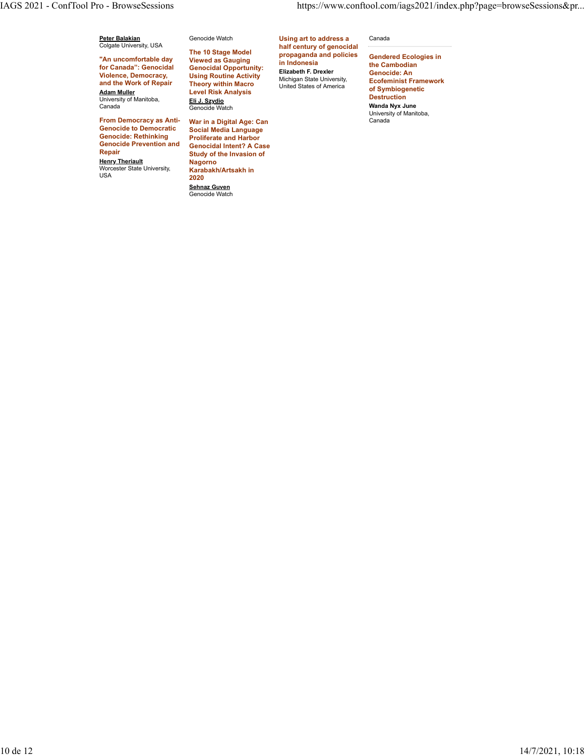**Peter Balakian**
Colgate University, USA

**"An uncomfortable day for Canada": Genocidal Violence, Democracy, and the Work of Repair**
**Adam Muller**
University of Manitoba, Canada

**From Democracy as Anti-Genocide to Democratic Genocide: Rethinking Genocide Prevention and Repair**
**Henry Theriault**
Worcester State University, USA

Genocide Watch

**The 10 Stage Model Viewed as Gauging Genocidal Opportunity: Using Routine Activity Theory within Macro Level Risk Analysis**
**Eli J. Szydio**
Genocide Watch

**War in a Digital Age: Can Social Media Language Proliferate and Harbor Genocidal Intent? A Case Study of the Invasion of Nagorno Karabakh/Artsakh in 2020**
**Sehnaz Guven**
Genocide Watch

**Using art to address a half century of genocidal propaganda and policies in Indonesia**
**Elizabeth F. Drexler**
Michigan State University, United States of America

Canada

**Gendered Ecologies in the Cambodian Genocide: An Ecofeminist Framework of Symbiogenetic Destruction**
**Wanda Nyx June**
University of Manitoba, Canada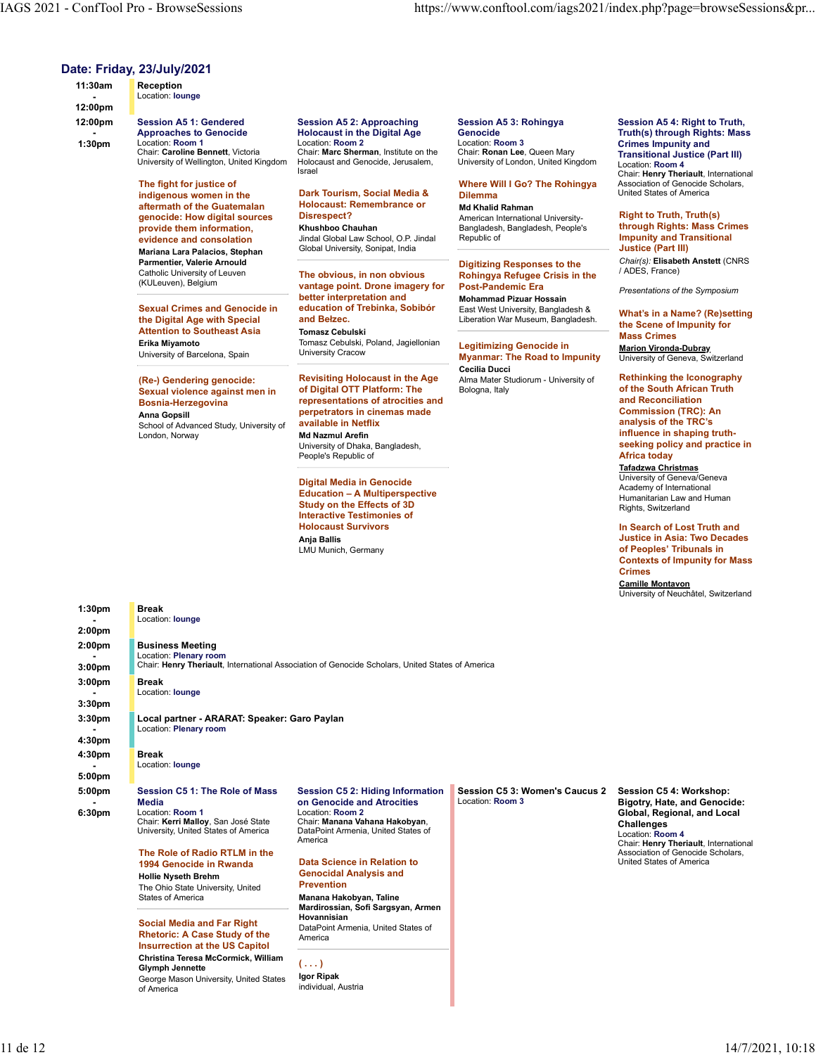## Date: Friday, 23/July/2021

**11:30am - 12:00pm**

**Reception**
Location: **lounge**

**12:00pm - 1:30pm**

### Session A5 1: Gendered Approaches to Genocide
Location: **Room 1**
Chair: **Caroline Bennett**, Victoria University of Wellington, United Kingdom

**The fight for justice of indigenous women in the aftermath of the Guatemalan genocide: How digital sources provide them information, evidence and consolation**
**Mariana Lara Palacios, Stephan Parmentier, Valerie Arnould**
Catholic University of Leuven (KULeuven), Belgium

**Sexual Crimes and Genocide in the Digital Age with Special Attention to Southeast Asia**
**Erika Miyamoto**
University of Barcelona, Spain

**(Re-) Gendering genocide: Sexual violence against men in Bosnia-Herzegovina**
**Anna Gopsill**
School of Advanced Study, University of London, Norway

### Session A5 2: Approaching Holocaust in the Digital Age
Location: **Room 2**
Chair: **Marc Sherman**, Institute on the Holocaust and Genocide, Jerusalem, Israel

**Dark Tourism, Social Media & Holocaust: Remembrance or Disrespect?**
**Khushboo Chauhan**
Jindal Global Law School, O.P. Jindal Global University, Sonipat, India

**The obvious, in non obvious vantage point. Drone imagery for better interpretation and education of Trebinka, Sobibór and Belzec.**
**Tomasz Cebulski**
Tomasz Cebulski, Poland, Jagiellonian University Cracow

**Revisiting Holocaust in the Age of Digital OTT Platform: The representations of atrocities and perpetrators in cinemas made available in Netflix**
**Md Nazmul Arefin**
University of Dhaka, Bangladesh, People's Republic of

**Digital Media in Genocide Education – A Multiperspective Study on the Effects of 3D Interactive Testimonies of Holocaust Survivors**
**Anja Ballis**
LMU Munich, Germany

### Session A5 3: Rohingya Genocide
Location: **Room 3**
Chair: **Ronan Lee**, Queen Mary University of London, United Kingdom

**Where Will I Go? The Rohingya Dilemma**
**Md Khalid Rahman**
American International University-Bangladesh, Bangladesh, People's Republic of

**Digitizing Responses to the Rohingya Refugee Crisis in the Post-Pandemic Era**
**Mohammad Pizuar Hossain**
East West University, Bangladesh & Liberation War Museum, Bangladesh.

**Legitimizing Genocide in Myanmar: The Road to Impunity**
**Cecilia Ducci**
Alma Mater Studiorum - University of Bologna, Italy

### Session A5 4: Right to Truth, Truth(s) through Rights: Mass Crimes Impunity and Transitional Justice (Part III)
Location: **Room 4**
Chair: **Henry Theriault**, International Association of Genocide Scholars, United States of America

**Right to Truth, Truth(s) through Rights: Mass Crimes Impunity and Transitional Justice (Part III)**
*Chair(s):* **Elisabeth Anstett** (CNRS / ADES, France)

*Presentations of the Symposium*

**What's in a Name? (Re)setting the Scene of Impunity for Mass Crimes**
**Marion Vironda-Dubray**
University of Geneva, Switzerland

**Rethinking the Iconography of the South African Truth and Reconciliation Commission (TRC): An analysis of the TRC's influence in shaping truth-seeking policy and practice in Africa today**
**Tafadzwa Christmas**
University of Geneva/Geneva Academy of International Humanitarian Law and Human Rights, Switzerland

**In Search of Lost Truth and Justice in Asia: Two Decades of Peoples' Tribunals in Contexts of Impunity for Mass Crimes**
**Camille Montavon**
University of Neuchâtel, Switzerland

**1:30pm - 2:00pm**

**Break**
Location: **lounge**

**2:00pm - 3:00pm**

**Business Meeting**
Location: **Plenary room**
Chair: **Henry Theriault**, International Association of Genocide Scholars, United States of America

**3:00pm - 3:30pm**

**Break**
Location: **lounge**

**3:30pm - 4:30pm**

**Local partner - ARARAT: Speaker: Garo Paylan**
Location: **Plenary room**

**4:30pm - 5:00pm**

**Break**
Location: **lounge**

**5:00pm - 6:30pm**

### Session C5 1: The Role of Mass Media
Location: **Room 1**
Chair: **Kerri Malloy**, San José State University, United States of America

**The Role of Radio RTLM in the 1994 Genocide in Rwanda**
**Hollie Nyseth Brehm**
The Ohio State University, United States of America

**Social Media and Far Right Rhetoric: A Case Study of the Insurrection at the US Capitol**
**Christina Teresa McCormick, William Glymph Jennette**
George Mason University, United States of America

### Session C5 2: Hiding Information on Genocide and Atrocities
Location: **Room 2**
Chair: **Manana Vahana Hakobyan**, DataPoint Armenia, United States of America

**Data Science in Relation to Genocidal Analysis and Prevention**
**Manana Hakobyan, Taline Mardirossian, Sofi Sargsyan, Armen Hovannisian**
DataPoint Armenia, United States of America

**( . . . )**
**Igor Ripak**
individual, Austria

### Session C5 3: Women's Caucus 2
Location: **Room 3**

### Session C5 4: Workshop: Bigotry, Hate, and Genocide: Global, Regional, and Local Challenges
Location: **Room 4**
Chair: **Henry Theriault**, International Association of Genocide Scholars, United States of America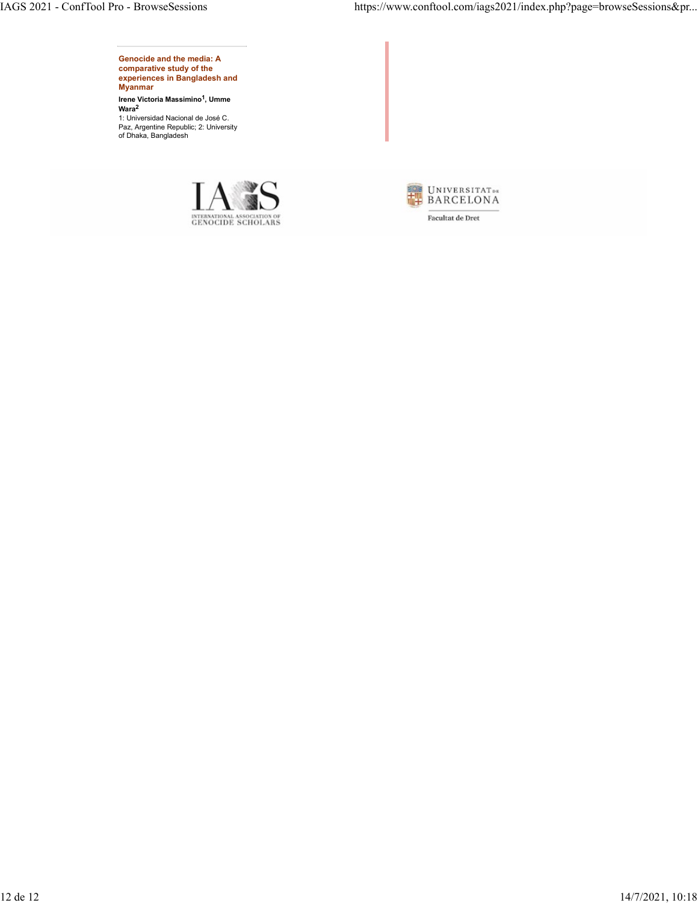**Genocide and the media: A comparative study of the experiences in Bangladesh and Myanmar**

**Irene Victoria Massimino[1], Umme Wara[2]**

1: Universidad Nacional de José C. Paz, Argentine Republic; 2: University of Dhaka, Bangladesh

IAGS
INTERNATIONAL ASSOCIATION OF GENOCIDE SCHOLARS

UNIVERSITAT DE BARCELONA
Facultat de Dret